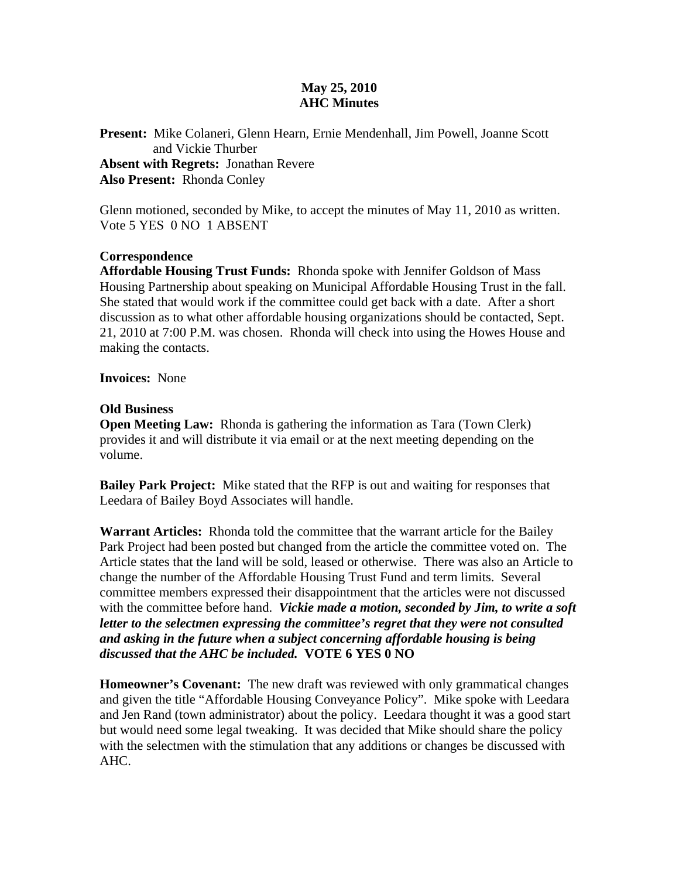**May 25, 2010**
**AHC Minutes**

**Present:** Mike Colaneri, Glenn Hearn, Ernie Mendenhall, Jim Powell, Joanne Scott and Vickie Thurber
**Absent with Regrets:** Jonathan Revere
**Also Present:** Rhonda Conley

Glenn motioned, seconded by Mike, to accept the minutes of May 11, 2010 as written. Vote 5 YES 0 NO 1 ABSENT

**Correspondence**
**Affordable Housing Trust Funds:** Rhonda spoke with Jennifer Goldson of Mass Housing Partnership about speaking on Municipal Affordable Housing Trust in the fall. She stated that would work if the committee could get back with a date. After a short discussion as to what other affordable housing organizations should be contacted, Sept. 21, 2010 at 7:00 P.M. was chosen. Rhonda will check into using the Howes House and making the contacts.

**Invoices:** None

**Old Business**
**Open Meeting Law:** Rhonda is gathering the information as Tara (Town Clerk) provides it and will distribute it via email or at the next meeting depending on the volume.

**Bailey Park Project:** Mike stated that the RFP is out and waiting for responses that Leedara of Bailey Boyd Associates will handle.

**Warrant Articles:** Rhonda told the committee that the warrant article for the Bailey Park Project had been posted but changed from the article the committee voted on. The Article states that the land will be sold, leased or otherwise. There was also an Article to change the number of the Affordable Housing Trust Fund and term limits. Several committee members expressed their disappointment that the articles were not discussed with the committee before hand. ***Vickie made a motion, seconded by Jim, to write a soft letter to the selectmen expressing the committee's regret that they were not consulted and asking in the future when a subject concerning affordable housing is being discussed that the AHC be included.*** **VOTE 6 YES 0 NO**

**Homeowner's Covenant:** The new draft was reviewed with only grammatical changes and given the title "Affordable Housing Conveyance Policy". Mike spoke with Leedara and Jen Rand (town administrator) about the policy. Leedara thought it was a good start but would need some legal tweaking. It was decided that Mike should share the policy with the selectmen with the stimulation that any additions or changes be discussed with AHC.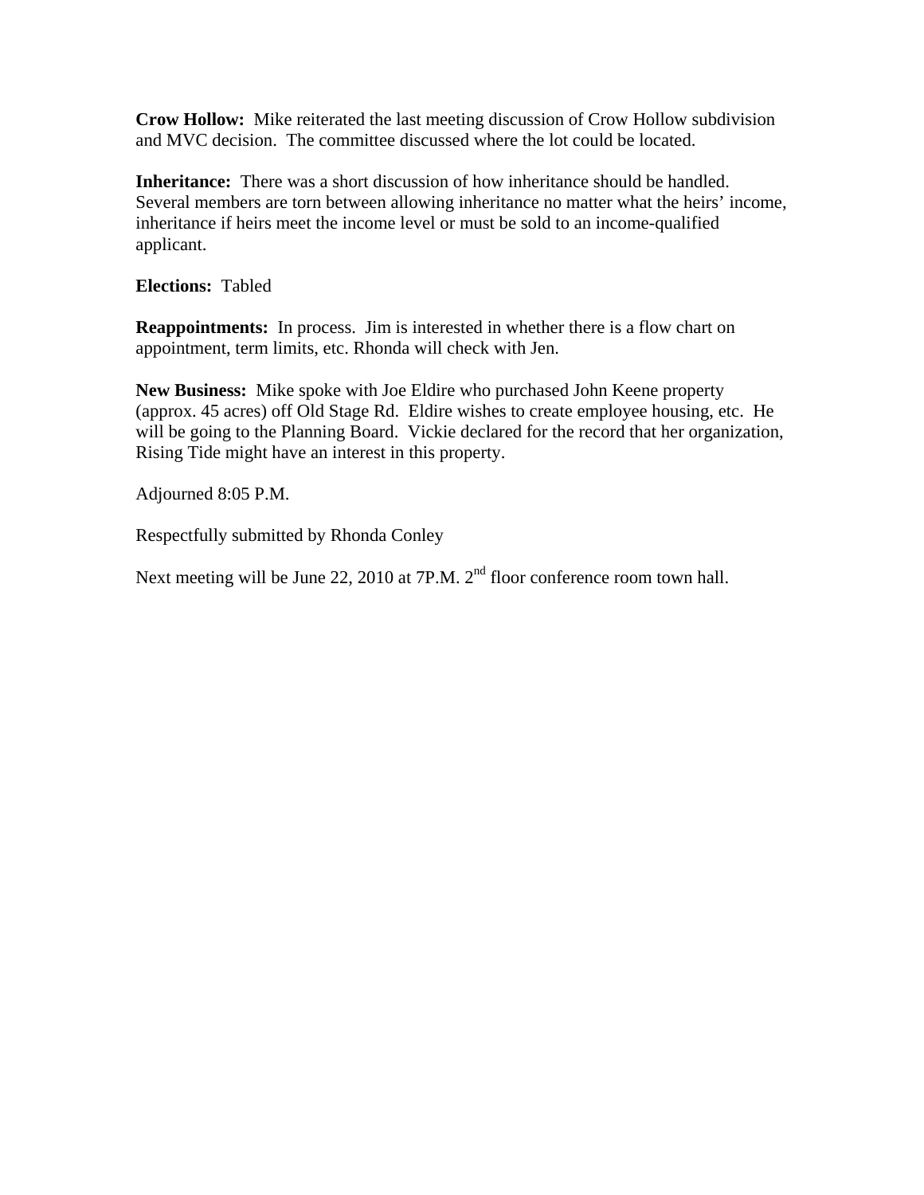**Crow Hollow:** Mike reiterated the last meeting discussion of Crow Hollow subdivision and MVC decision. The committee discussed where the lot could be located.

**Inheritance:** There was a short discussion of how inheritance should be handled. Several members are torn between allowing inheritance no matter what the heirs' income, inheritance if heirs meet the income level or must be sold to an income-qualified applicant.

**Elections:** Tabled

**Reappointments:** In process. Jim is interested in whether there is a flow chart on appointment, term limits, etc. Rhonda will check with Jen.

**New Business:** Mike spoke with Joe Eldire who purchased John Keene property (approx. 45 acres) off Old Stage Rd. Eldire wishes to create employee housing, etc. He will be going to the Planning Board. Vickie declared for the record that her organization, Rising Tide might have an interest in this property.

Adjourned 8:05 P.M.

Respectfully submitted by Rhonda Conley

Next meeting will be June 22, 2010 at 7P.M. 2nd floor conference room town hall.